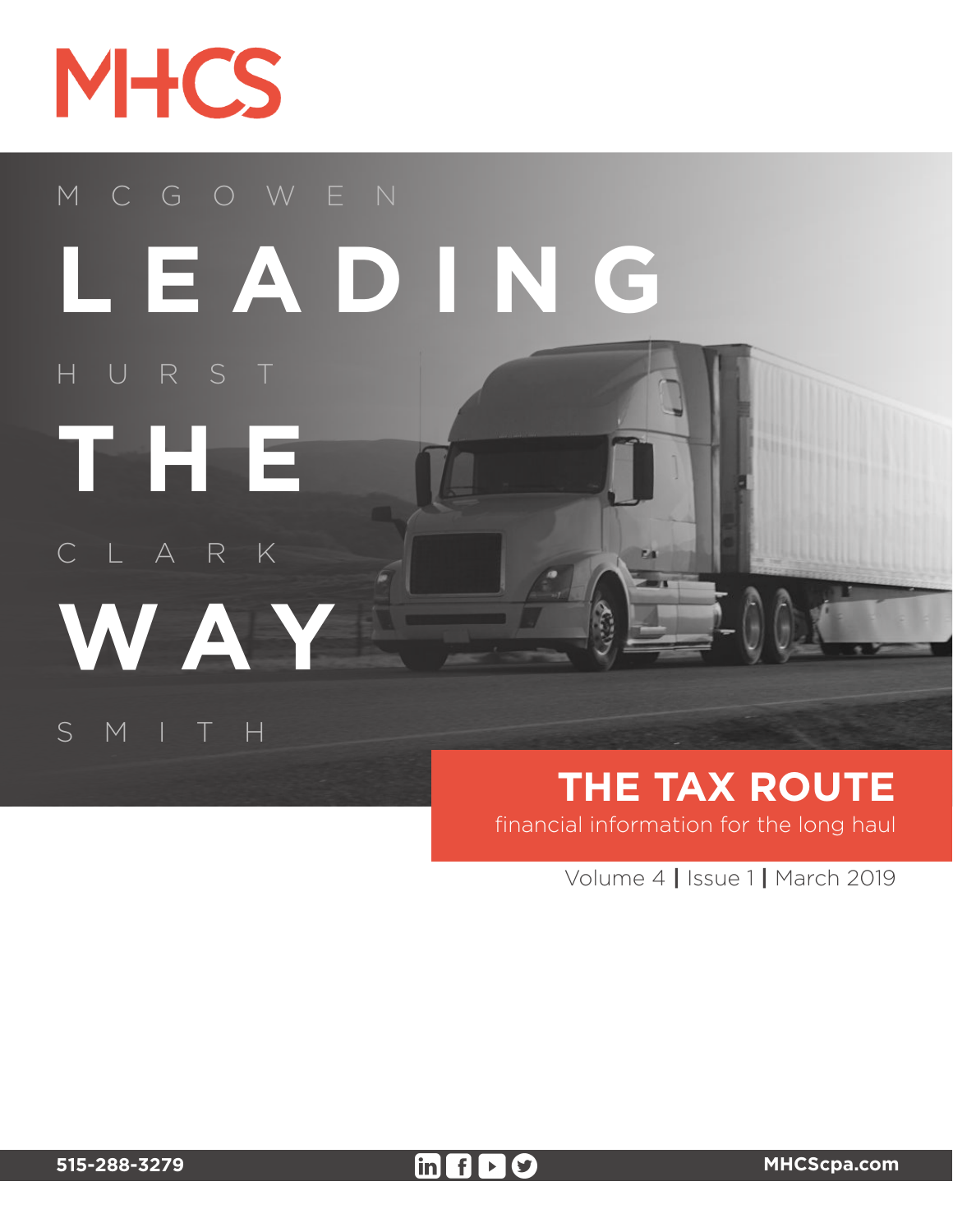# MHCS

M C G O W E N

**LEADING**

H U R S T

**THE**

C L A R K

**WAY**

S M I T H

## THE TAX ROUTE

financial information for the long haul

Volume 4 | Issue 1 | March 2019

515-288-3279

MHCScpa.com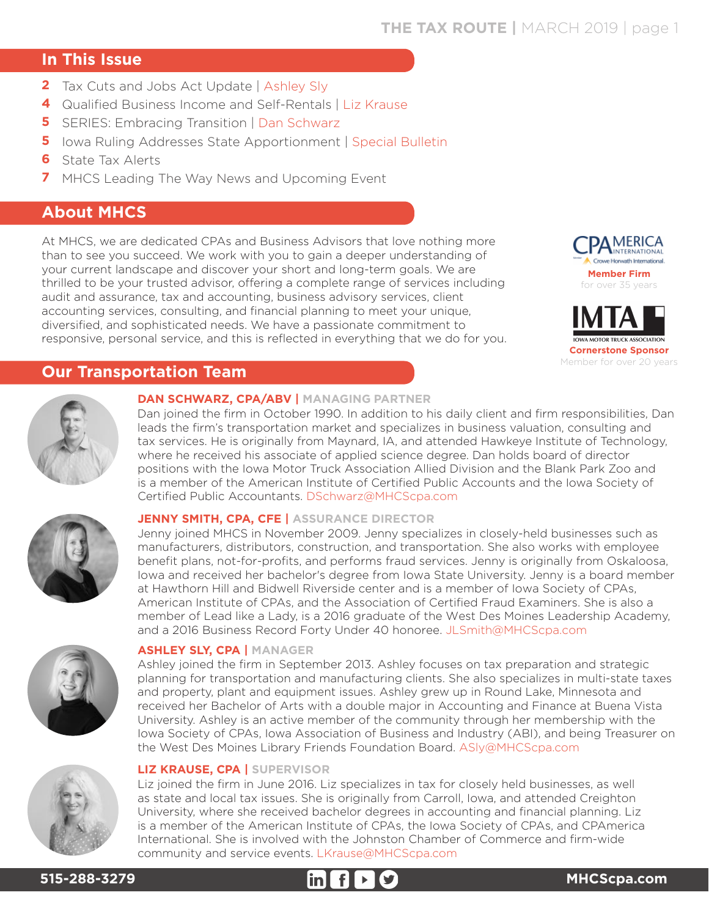## In This Issue

- **2** Tax Cuts and Jobs Act Update | Ashley Sly
- **4** Qualified Business Income and Self-Rentals | Liz Krause
- **5** SERIES: Embracing Transition | Dan Schwarz
- **5** Iowa Ruling Addresses State Apportionment | Special Bulletin
- **6** State Tax Alerts
- **7** MHCS Leading The Way News and Upcoming Event

## About MHCS

At MHCS, we are dedicated CPAs and Business Advisors that love nothing more than to see you succeed. We work with you to gain a deeper understanding of your current landscape and discover your short and long-term goals. We are thrilled to be your trusted advisor, offering a complete range of services including audit and assurance, tax and accounting, business advisory services, client accounting services, consulting, and financial planning to meet your unique, diversified, and sophisticated needs. We have a passionate commitment to responsive, personal service, and this is reflected in everything that we do for you.

CPAmerica International – Crowe Horwath International
**Member Firm**
for over 35 years

IMTA – Iowa Motor Truck Association
**Cornerstone Sponsor**
Member for over 20 years

## Our Transportation Team

**DAN SCHWARZ, CPA/ABV | MANAGING PARTNER**
Dan joined the firm in October 1990. In addition to his daily client and firm responsibilities, Dan leads the firm's transportation market and specializes in business valuation, consulting and tax services. He is originally from Maynard, IA, and attended Hawkeye Institute of Technology, where he received his associate of applied science degree. Dan holds board of director positions with the Iowa Motor Truck Association Allied Division and the Blank Park Zoo and is a member of the American Institute of Certified Public Accounts and the Iowa Society of Certified Public Accountants. DSchwarz@MHCScpa.com

**JENNY SMITH, CPA, CFE | ASSURANCE DIRECTOR**
Jenny joined MHCS in November 2009. Jenny specializes in closely-held businesses such as manufacturers, distributors, construction, and transportation. She also works with employee benefit plans, not-for-profits, and performs fraud services. Jenny is originally from Oskaloosa, Iowa and received her bachelor's degree from Iowa State University. Jenny is a board member at Hawthorn Hill and Bidwell Riverside center and is a member of Iowa Society of CPAs, American Institute of CPAs, and the Association of Certified Fraud Examiners. She is also a member of Lead like a Lady, is a 2016 graduate of the West Des Moines Leadership Academy, and a 2016 Business Record Forty Under 40 honoree. JLSmith@MHCScpa.com

**ASHLEY SLY, CPA | MANAGER**
Ashley joined the firm in September 2013. Ashley focuses on tax preparation and strategic planning for transportation and manufacturing clients. She also specializes in multi-state taxes and property, plant and equipment issues. Ashley grew up in Round Lake, Minnesota and received her Bachelor of Arts with a double major in Accounting and Finance at Buena Vista University. Ashley is an active member of the community through her membership with the Iowa Society of CPAs, Iowa Association of Business and Industry (ABI), and being Treasurer on the West Des Moines Library Friends Foundation Board. ASly@MHCScpa.com

**LIZ KRAUSE, CPA | SUPERVISOR**
Liz joined the firm in June 2016. Liz specializes in tax for closely held businesses, as well as state and local tax issues. She is originally from Carroll, Iowa, and attended Creighton University, where she received bachelor degrees in accounting and financial planning. Liz is a member of the American Institute of CPAs, the Iowa Society of CPAs, and CPAmerica International. She is involved with the Johnston Chamber of Commerce and firm-wide community and service events. LKrause@MHCScpa.com

**515-288-3279** | **MHCScpa.com**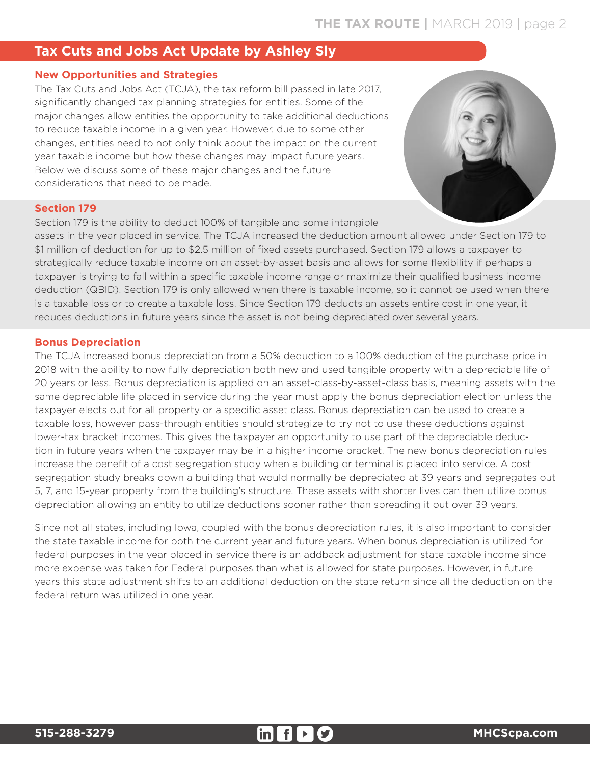## Tax Cuts and Jobs Act Update by Ashley Sly

### New Opportunities and Strategies

The Tax Cuts and Jobs Act (TCJA), the tax reform bill passed in late 2017, significantly changed tax planning strategies for entities. Some of the major changes allow entities the opportunity to take additional deductions to reduce taxable income in a given year. However, due to some other changes, entities need to not only think about the impact on the current year taxable income but how these changes may impact future years. Below we discuss some of these major changes and the future considerations that need to be made.

### Section 179

Section 179 is the ability to deduct 100% of tangible and some intangible assets in the year placed in service. The TCJA increased the deduction amount allowed under Section 179 to $1 million of deduction for up to $2.5 million of fixed assets purchased. Section 179 allows a taxpayer to strategically reduce taxable income on an asset-by-asset basis and allows for some flexibility if perhaps a taxpayer is trying to fall within a specific taxable income range or maximize their qualified business income deduction (QBID). Section 179 is only allowed when there is taxable income, so it cannot be used when there is a taxable loss or to create a taxable loss. Since Section 179 deducts an assets entire cost in one year, it reduces deductions in future years since the asset is not being depreciated over several years.

### Bonus Depreciation

The TCJA increased bonus depreciation from a 50% deduction to a 100% deduction of the purchase price in 2018 with the ability to now fully depreciation both new and used tangible property with a depreciable life of 20 years or less. Bonus depreciation is applied on an asset-class-by-asset-class basis, meaning assets with the same depreciable life placed in service during the year must apply the bonus depreciation election unless the taxpayer elects out for all property or a specific asset class. Bonus depreciation can be used to create a taxable loss, however pass-through entities should strategize to try not to use these deductions against lower-tax bracket incomes. This gives the taxpayer an opportunity to use part of the depreciable deduction in future years when the taxpayer may be in a higher income bracket. The new bonus depreciation rules increase the benefit of a cost segregation study when a building or terminal is placed into service. A cost segregation study breaks down a building that would normally be depreciated at 39 years and segregates out 5, 7, and 15-year property from the building's structure. These assets with shorter lives can then utilize bonus depreciation allowing an entity to utilize deductions sooner rather than spreading it out over 39 years.

Since not all states, including Iowa, coupled with the bonus depreciation rules, it is also important to consider the state taxable income for both the current year and future years. When bonus depreciation is utilized for federal purposes in the year placed in service there is an addback adjustment for state taxable income since more expense was taken for Federal purposes than what is allowed for state purposes. However, in future years this state adjustment shifts to an additional deduction on the state return since all the deduction on the federal return was utilized in one year.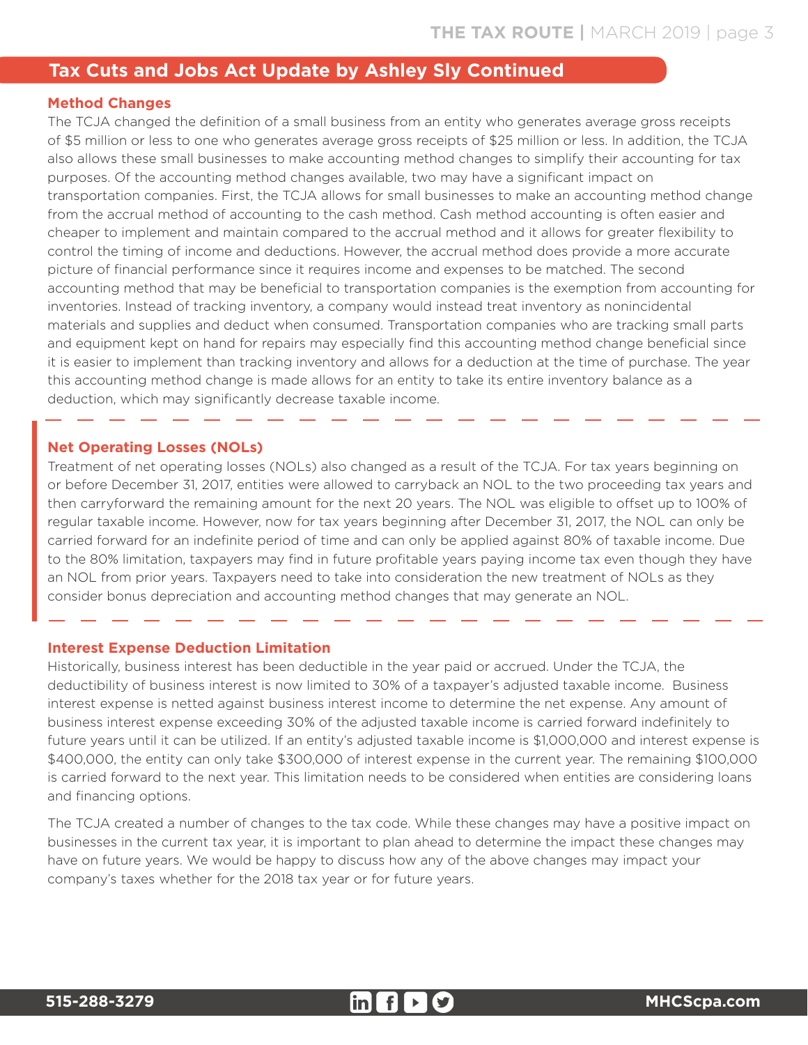## Tax Cuts and Jobs Act Update by Ashley Sly Continued

### Method Changes

The TCJA changed the definition of a small business from an entity who generates average gross receipts of $5 million or less to one who generates average gross receipts of $25 million or less. In addition, the TCJA also allows these small businesses to make accounting method changes to simplify their accounting for tax purposes. Of the accounting method changes available, two may have a significant impact on transportation companies. First, the TCJA allows for small businesses to make an accounting method change from the accrual method of accounting to the cash method. Cash method accounting is often easier and cheaper to implement and maintain compared to the accrual method and it allows for greater flexibility to control the timing of income and deductions. However, the accrual method does provide a more accurate picture of financial performance since it requires income and expenses to be matched. The second accounting method that may be beneficial to transportation companies is the exemption from accounting for inventories. Instead of tracking inventory, a company would instead treat inventory as nonincidental materials and supplies and deduct when consumed. Transportation companies who are tracking small parts and equipment kept on hand for repairs may especially find this accounting method change beneficial since it is easier to implement than tracking inventory and allows for a deduction at the time of purchase. The year this accounting method change is made allows for an entity to take its entire inventory balance as a deduction, which may significantly decrease taxable income.

### Net Operating Losses (NOLs)

Treatment of net operating losses (NOLs) also changed as a result of the TCJA. For tax years beginning on or before December 31, 2017, entities were allowed to carryback an NOL to the two proceeding tax years and then carryforward the remaining amount for the next 20 years. The NOL was eligible to offset up to 100% of regular taxable income. However, now for tax years beginning after December 31, 2017, the NOL can only be carried forward for an indefinite period of time and can only be applied against 80% of taxable income. Due to the 80% limitation, taxpayers may find in future profitable years paying income tax even though they have an NOL from prior years. Taxpayers need to take into consideration the new treatment of NOLs as they consider bonus depreciation and accounting method changes that may generate an NOL.

### Interest Expense Deduction Limitation

Historically, business interest has been deductible in the year paid or accrued. Under the TCJA, the deductibility of business interest is now limited to 30% of a taxpayer's adjusted taxable income. Business interest expense is netted against business interest income to determine the net expense. Any amount of business interest expense exceeding 30% of the adjusted taxable income is carried forward indefinitely to future years until it can be utilized. If an entity's adjusted taxable income is $1,000,000 and interest expense is $400,000, the entity can only take $300,000 of interest expense in the current year. The remaining $100,000 is carried forward to the next year. This limitation needs to be considered when entities are considering loans and financing options.

The TCJA created a number of changes to the tax code. While these changes may have a positive impact on businesses in the current tax year, it is important to plan ahead to determine the impact these changes may have on future years. We would be happy to discuss how any of the above changes may impact your company's taxes whether for the 2018 tax year or for future years.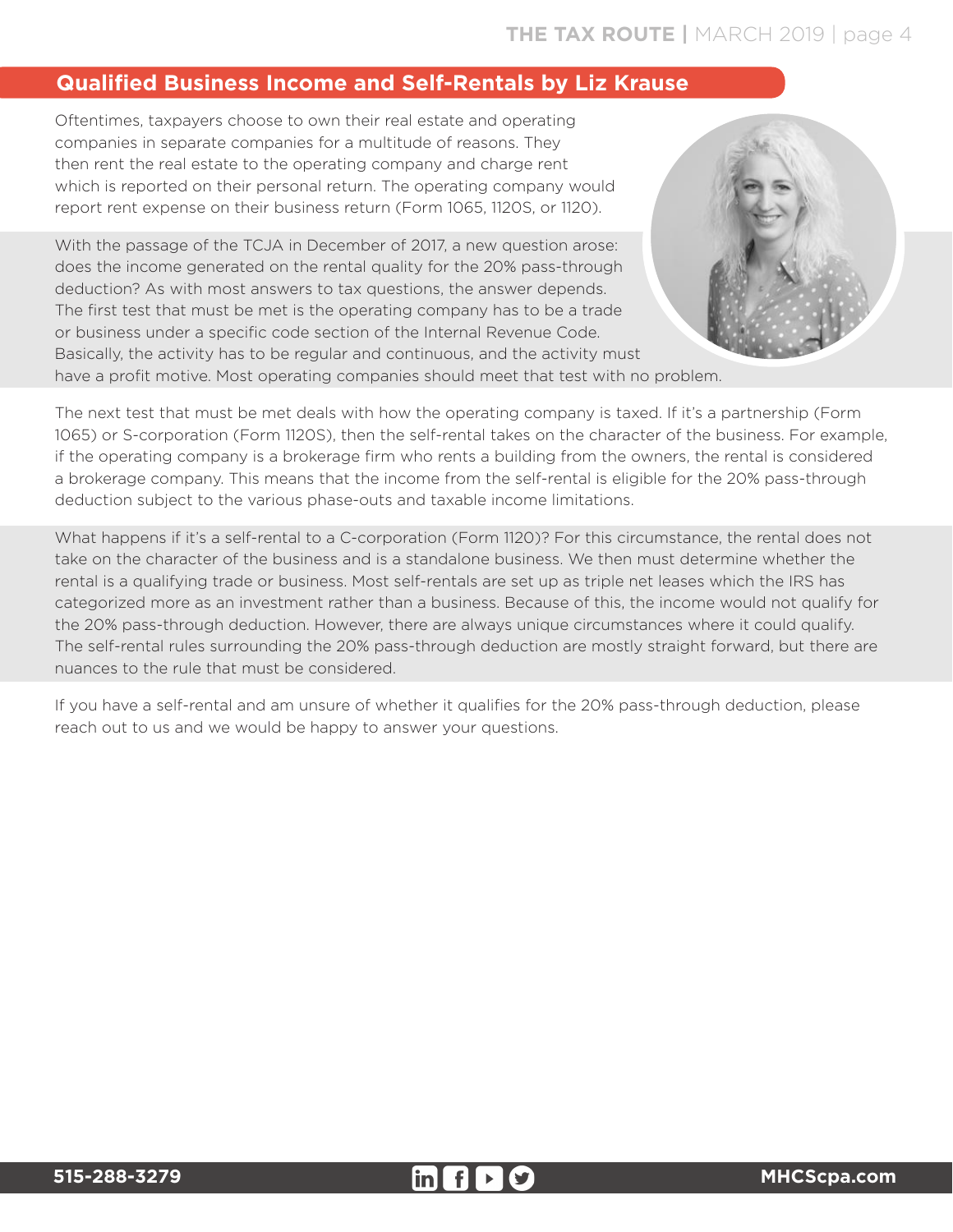## Qualified Business Income and Self-Rentals by Liz Krause

Oftentimes, taxpayers choose to own their real estate and operating companies in separate companies for a multitude of reasons. They then rent the real estate to the operating company and charge rent which is reported on their personal return. The operating company would report rent expense on their business return (Form 1065, 1120S, or 1120).

With the passage of the TCJA in December of 2017, a new question arose: does the income generated on the rental quality for the 20% pass-through deduction? As with most answers to tax questions, the answer depends. The first test that must be met is the operating company has to be a trade or business under a specific code section of the Internal Revenue Code. Basically, the activity has to be regular and continuous, and the activity must have a profit motive. Most operating companies should meet that test with no problem.

The next test that must be met deals with how the operating company is taxed. If it's a partnership (Form 1065) or S-corporation (Form 1120S), then the self-rental takes on the character of the business. For example, if the operating company is a brokerage firm who rents a building from the owners, the rental is considered a brokerage company. This means that the income from the self-rental is eligible for the 20% pass-through deduction subject to the various phase-outs and taxable income limitations.

What happens if it's a self-rental to a C-corporation (Form 1120)? For this circumstance, the rental does not take on the character of the business and is a standalone business. We then must determine whether the rental is a qualifying trade or business. Most self-rentals are set up as triple net leases which the IRS has categorized more as an investment rather than a business. Because of this, the income would not qualify for the 20% pass-through deduction. However, there are always unique circumstances where it could qualify. The self-rental rules surrounding the 20% pass-through deduction are mostly straight forward, but there are nuances to the rule that must be considered.

If you have a self-rental and am unsure of whether it qualifies for the 20% pass-through deduction, please reach out to us and we would be happy to answer your questions.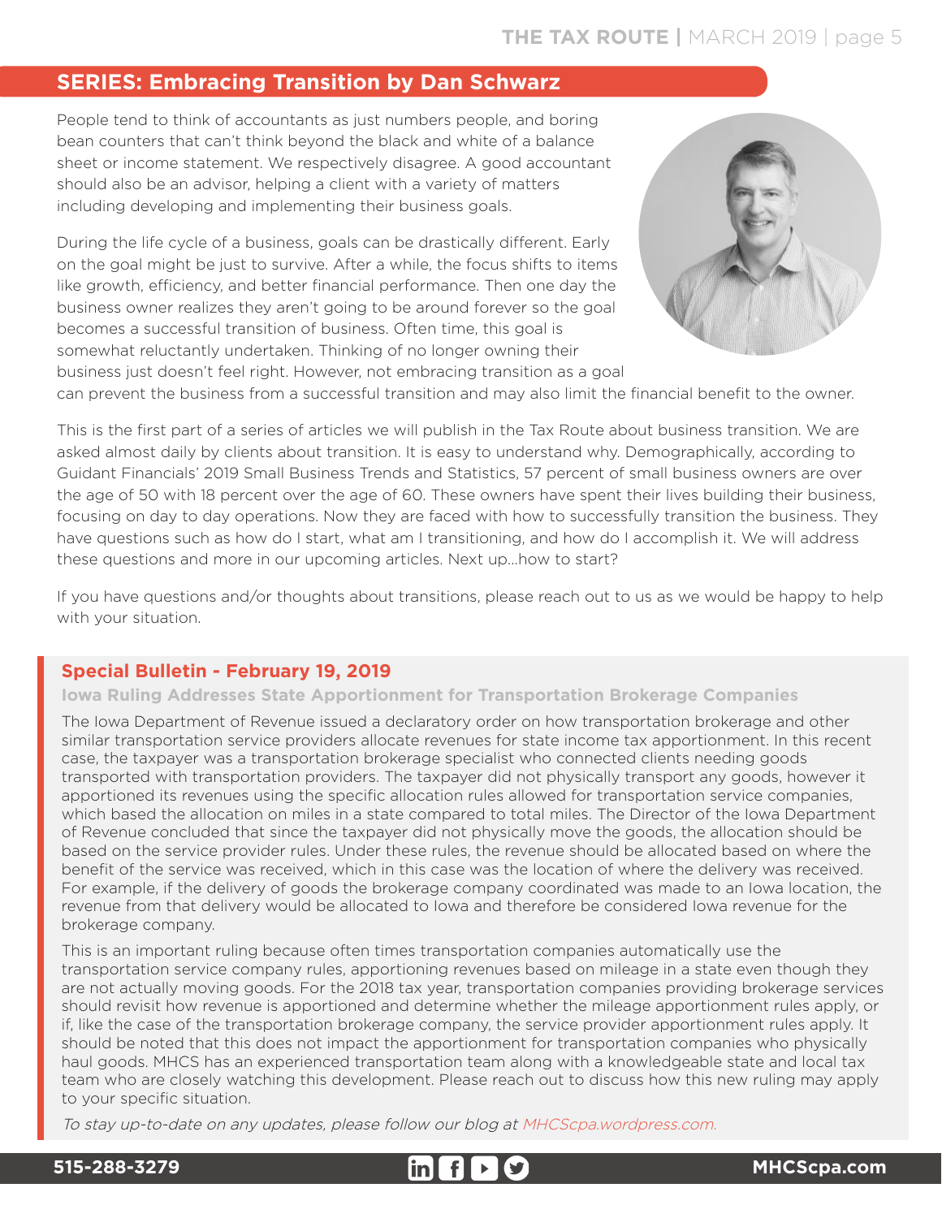## SERIES: Embracing Transition by Dan Schwarz

People tend to think of accountants as just numbers people, and boring bean counters that can't think beyond the black and white of a balance sheet or income statement. We respectively disagree. A good accountant should also be an advisor, helping a client with a variety of matters including developing and implementing their business goals.

During the life cycle of a business, goals can be drastically different. Early on the goal might be just to survive. After a while, the focus shifts to items like growth, efficiency, and better financial performance. Then one day the business owner realizes they aren't going to be around forever so the goal becomes a successful transition of business. Often time, this goal is somewhat reluctantly undertaken. Thinking of no longer owning their business just doesn't feel right. However, not embracing transition as a goal can prevent the business from a successful transition and may also limit the financial benefit to the owner.

This is the first part of a series of articles we will publish in the Tax Route about business transition. We are asked almost daily by clients about transition. It is easy to understand why. Demographically, according to Guidant Financials' 2019 Small Business Trends and Statistics, 57 percent of small business owners are over the age of 50 with 18 percent over the age of 60. These owners have spent their lives building their business, focusing on day to day operations. Now they are faced with how to successfully transition the business. They have questions such as how do I start, what am I transitioning, and how do I accomplish it. We will address these questions and more in our upcoming articles. Next up…how to start?

If you have questions and/or thoughts about transitions, please reach out to us as we would be happy to help with your situation.

### Special Bulletin - February 19, 2019

#### Iowa Ruling Addresses State Apportionment for Transportation Brokerage Companies

The Iowa Department of Revenue issued a declaratory order on how transportation brokerage and other similar transportation service providers allocate revenues for state income tax apportionment. In this recent case, the taxpayer was a transportation brokerage specialist who connected clients needing goods transported with transportation providers. The taxpayer did not physically transport any goods, however it apportioned its revenues using the specific allocation rules allowed for transportation service companies, which based the allocation on miles in a state compared to total miles. The Director of the Iowa Department of Revenue concluded that since the taxpayer did not physically move the goods, the allocation should be based on the service provider rules. Under these rules, the revenue should be allocated based on where the benefit of the service was received, which in this case was the location of where the delivery was received. For example, if the delivery of goods the brokerage company coordinated was made to an Iowa location, the revenue from that delivery would be allocated to Iowa and therefore be considered Iowa revenue for the brokerage company.

This is an important ruling because often times transportation companies automatically use the transportation service company rules, apportioning revenues based on mileage in a state even though they are not actually moving goods. For the 2018 tax year, transportation companies providing brokerage services should revisit how revenue is apportioned and determine whether the mileage apportionment rules apply, or if, like the case of the transportation brokerage company, the service provider apportionment rules apply. It should be noted that this does not impact the apportionment for transportation companies who physically haul goods. MHCS has an experienced transportation team along with a knowledgeable state and local tax team who are closely watching this development. Please reach out to discuss how this new ruling may apply to your specific situation.

*To stay up-to-date on any updates, please follow our blog at MHCScpa.wordpress.com.*

515-288-3279 MHCScpa.com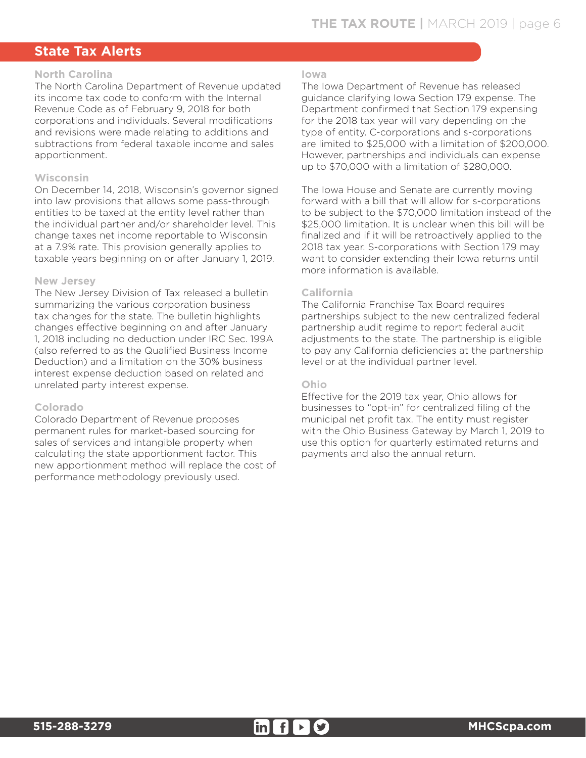## State Tax Alerts

### North Carolina

The North Carolina Department of Revenue updated its income tax code to conform with the Internal Revenue Code as of February 9, 2018 for both corporations and individuals. Several modifications and revisions were made relating to additions and subtractions from federal taxable income and sales apportionment.

### Wisconsin

On December 14, 2018, Wisconsin's governor signed into law provisions that allows some pass-through entities to be taxed at the entity level rather than the individual partner and/or shareholder level. This change taxes net income reportable to Wisconsin at a 7.9% rate. This provision generally applies to taxable years beginning on or after January 1, 2019.

### New Jersey

The New Jersey Division of Tax released a bulletin summarizing the various corporation business tax changes for the state. The bulletin highlights changes effective beginning on and after January 1, 2018 including no deduction under IRC Sec. 199A (also referred to as the Qualified Business Income Deduction) and a limitation on the 30% business interest expense deduction based on related and unrelated party interest expense.

### Colorado

Colorado Department of Revenue proposes permanent rules for market-based sourcing for sales of services and intangible property when calculating the state apportionment factor. This new apportionment method will replace the cost of performance methodology previously used.

### Iowa

The Iowa Department of Revenue has released guidance clarifying Iowa Section 179 expense. The Department confirmed that Section 179 expensing for the 2018 tax year will vary depending on the type of entity. C-corporations and s-corporations are limited to $25,000 with a limitation of $200,000. However, partnerships and individuals can expense up to $70,000 with a limitation of $280,000.

The Iowa House and Senate are currently moving forward with a bill that will allow for s-corporations to be subject to the $70,000 limitation instead of the $25,000 limitation. It is unclear when this bill will be finalized and if it will be retroactively applied to the 2018 tax year. S-corporations with Section 179 may want to consider extending their Iowa returns until more information is available.

### California

The California Franchise Tax Board requires partnerships subject to the new centralized federal partnership audit regime to report federal audit adjustments to the state. The partnership is eligible to pay any California deficiencies at the partnership level or at the individual partner level.

### Ohio

Effective for the 2019 tax year, Ohio allows for businesses to "opt-in" for centralized filing of the municipal net profit tax. The entity must register with the Ohio Business Gateway by March 1, 2019 to use this option for quarterly estimated returns and payments and also the annual return.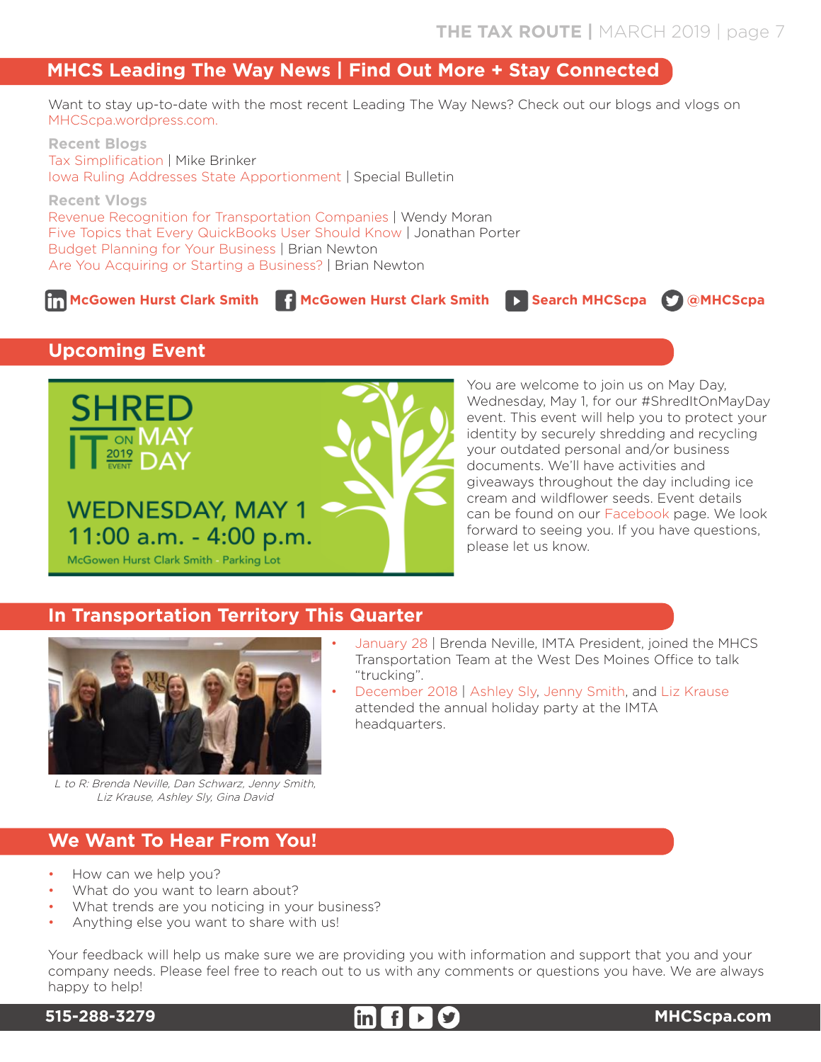## MHCS Leading The Way News | Find Out More + Stay Connected

Want to stay up-to-date with the most recent Leading The Way News? Check out our blogs and vlogs on MHCScpa.wordpress.com.

**Recent Blogs**

Tax Simplification | Mike Brinker
Iowa Ruling Addresses State Apportionment | Special Bulletin

**Recent Vlogs**

Revenue Recognition for Transportation Companies | Wendy Moran
Five Topics that Every QuickBooks User Should Know | Jonathan Porter
Budget Planning for Your Business | Brian Newton
Are You Acquiring or Starting a Business? | Brian Newton

**McGowen Hurst Clark Smith** **McGowen Hurst Clark Smith** **Search MHCScpa** **@MHCScpa**

## Upcoming Event

SHRED IT ON MAY DAY 2019 EVENT

WEDNESDAY, MAY 1
11:00 a.m. - 4:00 p.m.
McGowen Hurst Clark Smith · Parking Lot

You are welcome to join us on May Day, Wednesday, May 1, for our #ShredItOnMayDay event. This event will help you to protect your identity by securely shredding and recycling your outdated personal and/or business documents. We'll have activities and giveaways throughout the day including ice cream and wildflower seeds. Event details can be found on our Facebook page. We look forward to seeing you. If you have questions, please let us know.

## In Transportation Territory This Quarter

*L to R: Brenda Neville, Dan Schwarz, Jenny Smith, Liz Krause, Ashley Sly, Gina David*

- January 28 | Brenda Neville, IMTA President, joined the MHCS Transportation Team at the West Des Moines Office to talk "trucking".
- December 2018 | Ashley Sly, Jenny Smith, and Liz Krause attended the annual holiday party at the IMTA headquarters.

## We Want To Hear From You!

- How can we help you?
- What do you want to learn about?
- What trends are you noticing in your business?
- Anything else you want to share with us!

Your feedback will help us make sure we are providing you with information and support that you and your company needs. Please feel free to reach out to us with any comments or questions you have. We are always happy to help!

**515-288-3279** **MHCScpa.com**